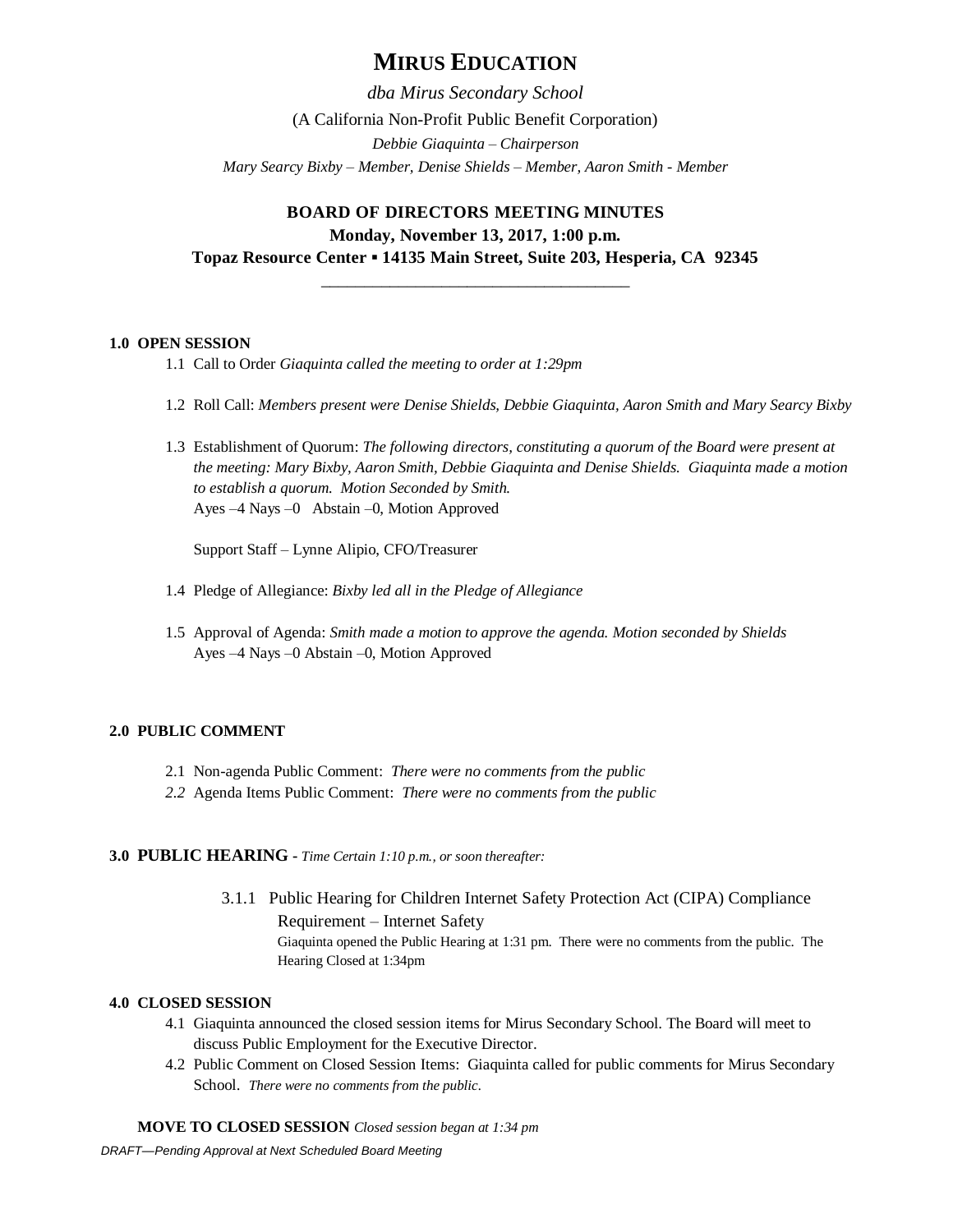# MIRUS EDUCATION

*dba Mirus Secondary School*

(A California Non-Profit Public Benefit Corporation)

*Debbie Giaquinta – Chairperson*

*Mary Searcy Bixby – Member, Denise Shields – Member, Aaron Smith - Member*

## BOARD OF DIRECTORS MEETING MINUTES

**Monday, November 13, 2017, 1:00 p.m.**

**Topaz Resource Center ▪ 14135 Main Street, Suite 203, Hesperia, CA 92345**

---

**1.0 OPEN SESSION**

1.1 Call to Order *Giaquinta called the meeting to order at 1:29pm*

1.2 Roll Call: *Members present were Denise Shields, Debbie Giaquinta, Aaron Smith and Mary Searcy Bixby*

1.3 Establishment of Quorum: *The following directors, constituting a quorum of the Board were present at the meeting: Mary Bixby, Aaron Smith, Debbie Giaquinta and Denise Shields. Giaquinta made a motion to establish a quorum. Motion Seconded by Smith.*
Ayes –4 Nays –0 Abstain –0, Motion Approved

Support Staff – Lynne Alipio, CFO/Treasurer

1.4 Pledge of Allegiance: *Bixby led all in the Pledge of Allegiance*

1.5 Approval of Agenda: *Smith made a motion to approve the agenda. Motion seconded by Shields*
Ayes –4 Nays –0 Abstain –0, Motion Approved

**2.0 PUBLIC COMMENT**

2.1 Non-agenda Public Comment: *There were no comments from the public*

*2.2* Agenda Items Public Comment: *There were no comments from the public*

**3.0 PUBLIC HEARING** - *Time Certain 1:10 p.m., or soon thereafter:*

3.1.1 Public Hearing for Children Internet Safety Protection Act (CIPA) Compliance Requirement – Internet Safety
Giaquinta opened the Public Hearing at 1:31 pm. There were no comments from the public. The Hearing Closed at 1:34pm

**4.0 CLOSED SESSION**

4.1 Giaquinta announced the closed session items for Mirus Secondary School. The Board will meet to discuss Public Employment for the Executive Director.

4.2 Public Comment on Closed Session Items: Giaquinta called for public comments for Mirus Secondary School. *There were no comments from the public.*

**MOVE TO CLOSED SESSION** *Closed session began at 1:34 pm*

*DRAFT—Pending Approval at Next Scheduled Board Meeting*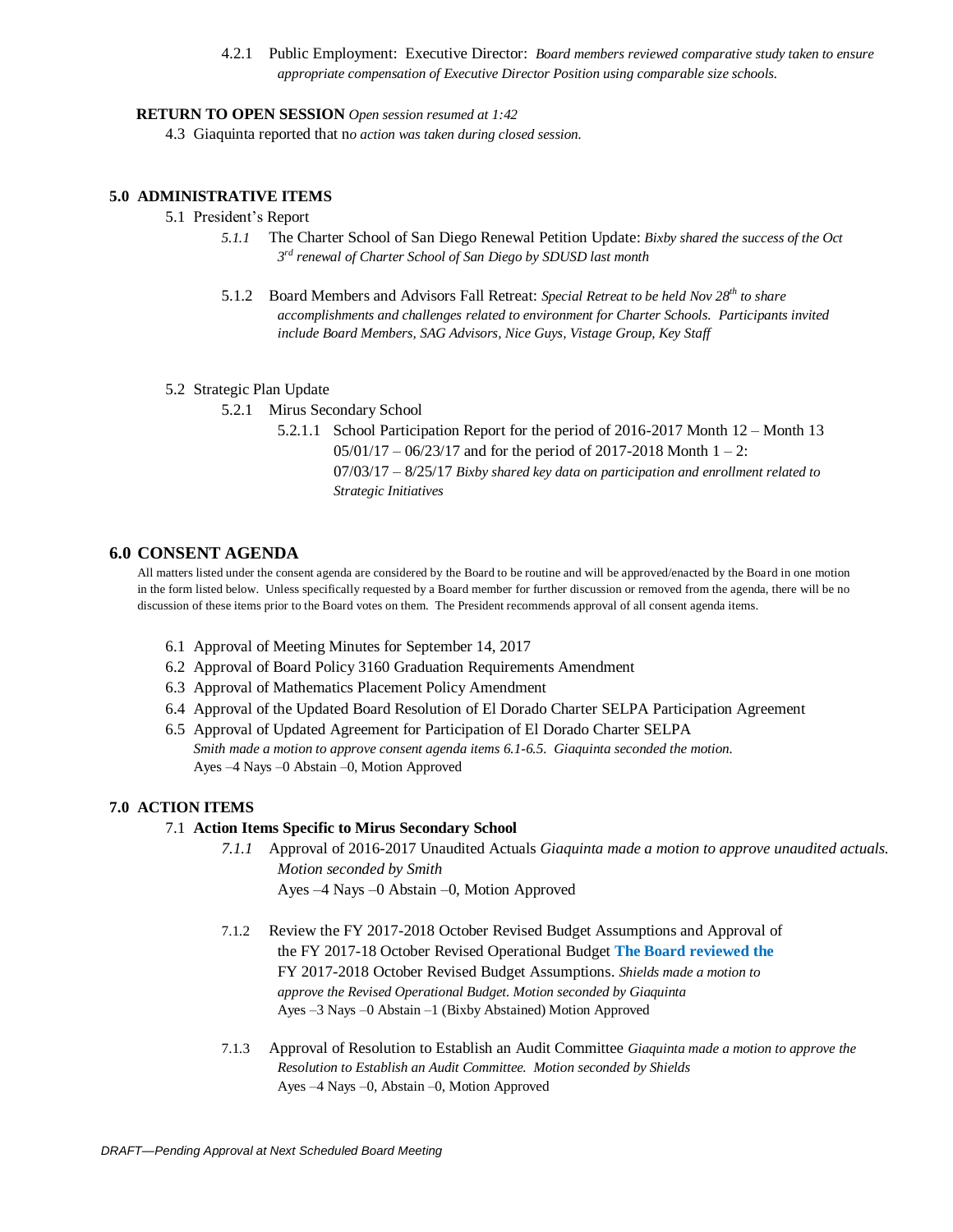4.2.1 Public Employment: Executive Director: *Board members reviewed comparative study taken to ensure appropriate compensation of Executive Director Position using comparable size schools.*

**RETURN TO OPEN SESSION** *Open session resumed at 1:42*

4.3 Giaquinta reported that n*o action was taken during closed session.*

## 5.0 ADMINISTRATIVE ITEMS

5.1 President's Report

*5.1.1* The Charter School of San Diego Renewal Petition Update: *Bixby shared the success of the Oct 3rd renewal of Charter School of San Diego by SDUSD last month*

5.1.2 Board Members and Advisors Fall Retreat: *Special Retreat to be held Nov 28th to share accomplishments and challenges related to environment for Charter Schools. Participants invited include Board Members, SAG Advisors, Nice Guys, Vistage Group, Key Staff*

5.2 Strategic Plan Update

5.2.1 Mirus Secondary School

5.2.1.1 School Participation Report for the period of 2016-2017 Month 12 – Month 13 05/01/17 – 06/23/17 and for the period of 2017-2018 Month 1 – 2: 07/03/17 – 8/25/17 *Bixby shared key data on participation and enrollment related to Strategic Initiatives*

## 6.0 CONSENT AGENDA

All matters listed under the consent agenda are considered by the Board to be routine and will be approved/enacted by the Board in one motion in the form listed below. Unless specifically requested by a Board member for further discussion or removed from the agenda, there will be no discussion of these items prior to the Board votes on them. The President recommends approval of all consent agenda items.

6.1 Approval of Meeting Minutes for September 14, 2017

6.2 Approval of Board Policy 3160 Graduation Requirements Amendment

6.3 Approval of Mathematics Placement Policy Amendment

6.4 Approval of the Updated Board Resolution of El Dorado Charter SELPA Participation Agreement

6.5 Approval of Updated Agreement for Participation of El Dorado Charter SELPA
*Smith made a motion to approve consent agenda items 6.1-6.5. Giaquinta seconded the motion.*
Ayes –4 Nays –0 Abstain –0, Motion Approved

## 7.0 ACTION ITEMS

7.1 **Action Items Specific to Mirus Secondary School**

*7.1.1* Approval of 2016-2017 Unaudited Actuals *Giaquinta made a motion to approve unaudited actuals. Motion seconded by Smith*
Ayes –4 Nays –0 Abstain –0, Motion Approved

7.1.2 Review the FY 2017-2018 October Revised Budget Assumptions and Approval of the FY 2017-18 October Revised Operational Budget **The Board reviewed the** FY 2017-2018 October Revised Budget Assumptions. *Shields made a motion to approve the Revised Operational Budget. Motion seconded by Giaquinta*
Ayes –3 Nays –0 Abstain –1 (Bixby Abstained) Motion Approved

7.1.3 Approval of Resolution to Establish an Audit Committee *Giaquinta made a motion to approve the Resolution to Establish an Audit Committee. Motion seconded by Shields*
Ayes –4 Nays –0, Abstain –0, Motion Approved

*DRAFT—Pending Approval at Next Scheduled Board Meeting*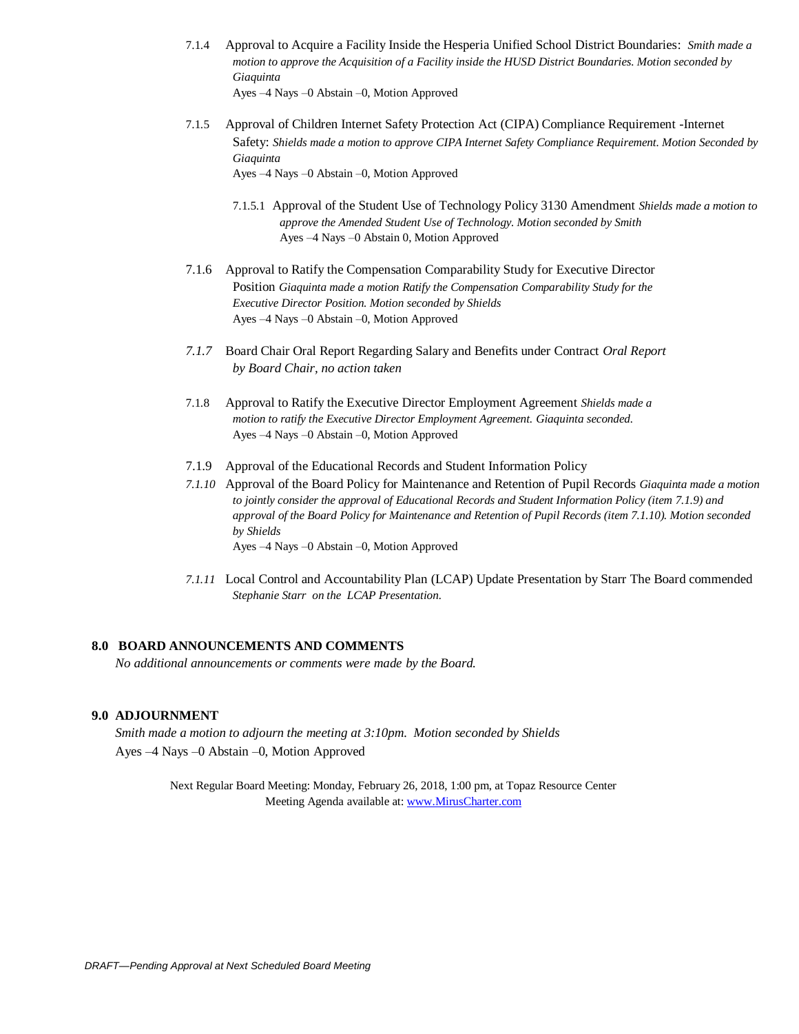7.1.4 Approval to Acquire a Facility Inside the Hesperia Unified School District Boundaries: *Smith made a motion to approve the Acquisition of a Facility inside the HUSD District Boundaries. Motion seconded by Giaquinta*
Ayes –4 Nays –0 Abstain –0, Motion Approved

7.1.5 Approval of Children Internet Safety Protection Act (CIPA) Compliance Requirement -Internet Safety: *Shields made a motion to approve CIPA Internet Safety Compliance Requirement. Motion Seconded by Giaquinta*
Ayes –4 Nays –0 Abstain –0, Motion Approved

7.1.5.1 Approval of the Student Use of Technology Policy 3130 Amendment *Shields made a motion to approve the Amended Student Use of Technology. Motion seconded by Smith*
Ayes –4 Nays –0 Abstain 0, Motion Approved

7.1.6 Approval to Ratify the Compensation Comparability Study for Executive Director Position *Giaquinta made a motion Ratify the Compensation Comparability Study for the Executive Director Position. Motion seconded by Shields*
Ayes –4 Nays –0 Abstain –0, Motion Approved

*7.1.7* Board Chair Oral Report Regarding Salary and Benefits under Contract *Oral Report by Board Chair, no action taken*

7.1.8 Approval to Ratify the Executive Director Employment Agreement *Shields made a motion to ratify the Executive Director Employment Agreement. Giaquinta seconded.*
Ayes –4 Nays –0 Abstain –0, Motion Approved

7.1.9 Approval of the Educational Records and Student Information Policy

*7.1.10* Approval of the Board Policy for Maintenance and Retention of Pupil Records *Giaquinta made a motion to jointly consider the approval of Educational Records and Student Information Policy (item 7.1.9) and approval of the Board Policy for Maintenance and Retention of Pupil Records (item 7.1.10). Motion seconded by Shields*
Ayes –4 Nays –0 Abstain –0, Motion Approved

*7.1.11* Local Control and Accountability Plan (LCAP) Update Presentation by Starr The Board commended *Stephanie Starr on the LCAP Presentation.*

## 8.0 BOARD ANNOUNCEMENTS AND COMMENTS

*No additional announcements or comments were made by the Board.*

## 9.0 ADJOURNMENT

*Smith made a motion to adjourn the meeting at 3:10pm. Motion seconded by Shields*
Ayes –4 Nays –0 Abstain –0, Motion Approved

Next Regular Board Meeting: Monday, February 26, 2018, 1:00 pm, at Topaz Resource Center
Meeting Agenda available at: [www.MirusCharter.com](http://www.MirusCharter.com)

*DRAFT—Pending Approval at Next Scheduled Board Meeting*